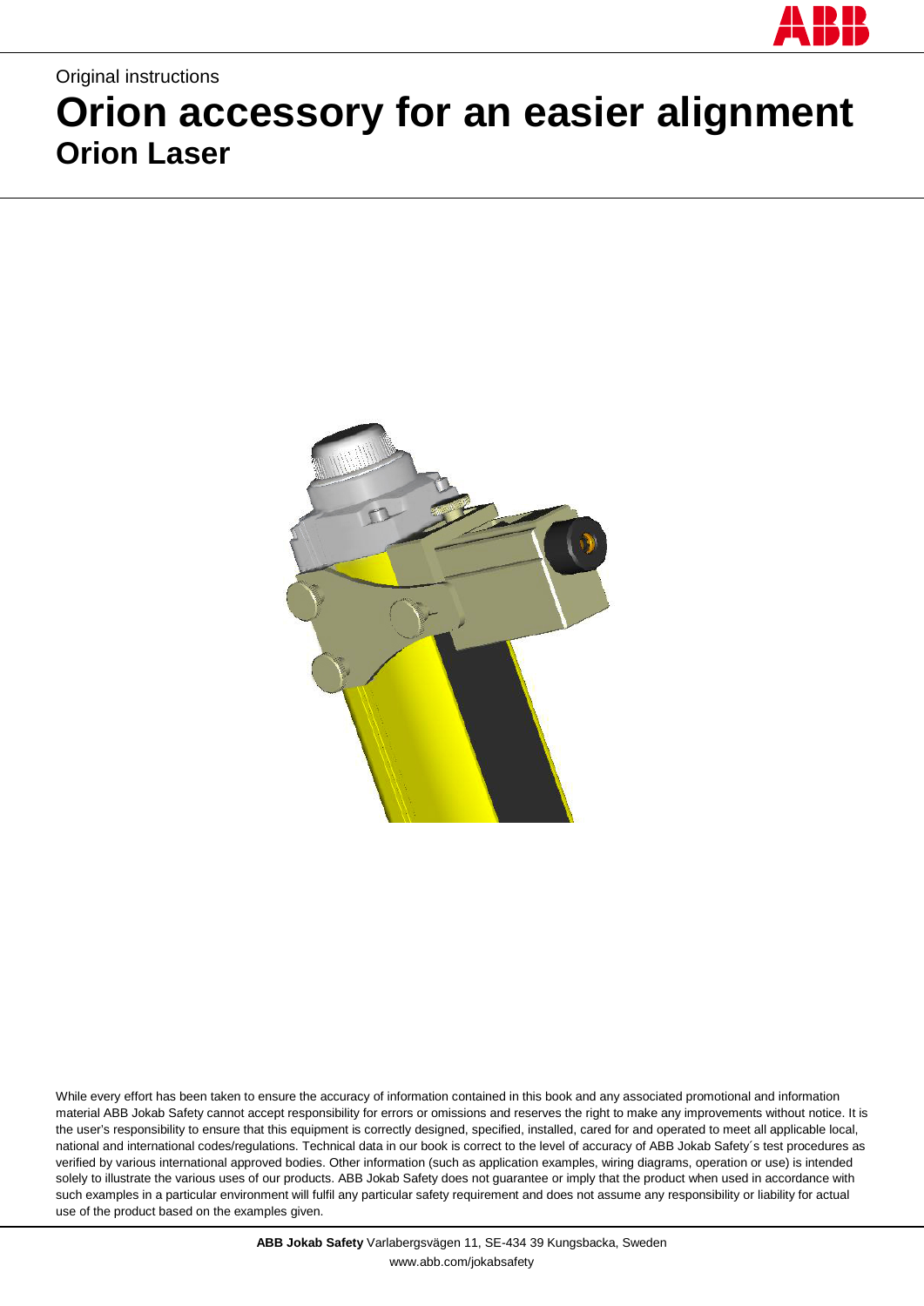Original instructions

# Orion accessory for an easier alignment

## Orion Laser

While every effort has been taken to ensure the accuracy of information contained in this book and any associated promotional and information material ABB Jokab Safety cannot accept responsibility for errors or omissions and reserves the right to make any improvements without notice. It is the user's responsibility to ensure that this equipment is correctly designed, specified, installed, cared for and operated to meet all applicable local, national and international codes/regulations. Technical data in our book is correct to the level of accuracy of ABB Jokab Safety´s test procedures as verified by various international approved bodies. Other information (such as application examples, wiring diagrams, operation or use) is intended solely to illustrate the various uses of our products. ABB Jokab Safety does not guarantee or imply that the product when used in accordance with such examples in a particular environment will fulfil any particular safety requirement and does not assume any responsibility or liability for actual use of the product based on the examples given.

**ABB Jokab Safety** Varlabergsvägen 11, SE-434 39 Kungsbacka, Sweden
www.abb.com/jokabsafety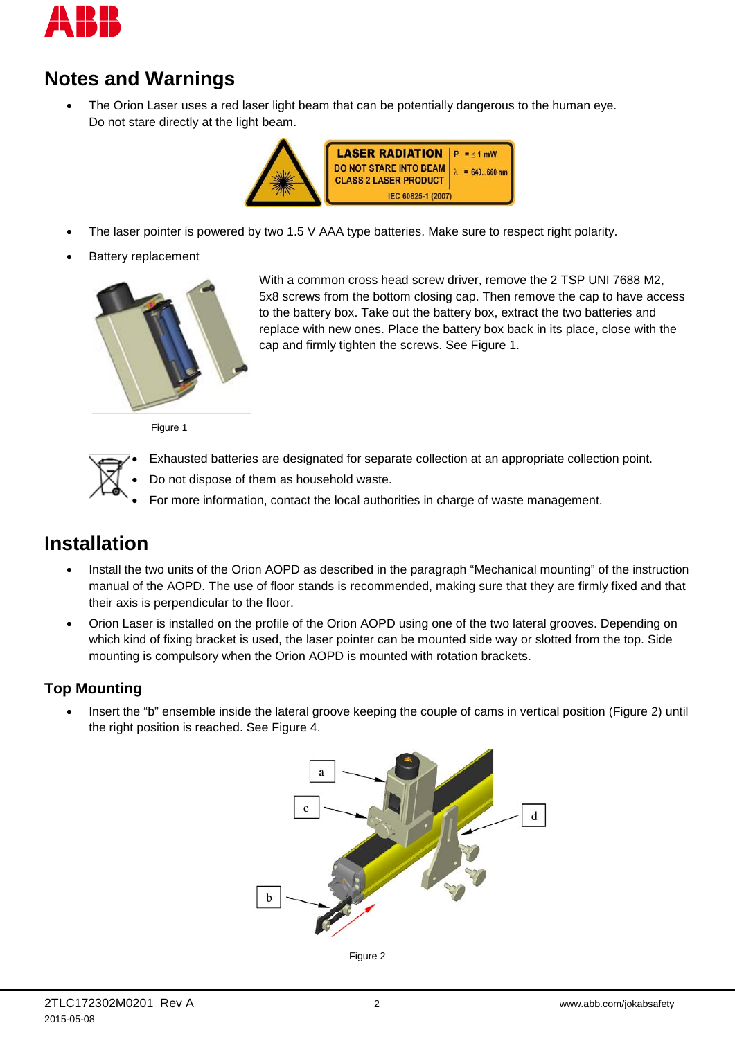## Notes and Warnings

- The Orion Laser uses a red laser light beam that can be potentially dangerous to the human eye. Do not stare directly at the light beam.

- The laser pointer is powered by two 1.5 V AAA type batteries. Make sure to respect right polarity.
- Battery replacement

With a common cross head screw driver, remove the 2 TSP UNI 7688 M2, 5x8 screws from the bottom closing cap. Then remove the cap to have access to the battery box. Take out the battery box, extract the two batteries and replace with new ones. Place the battery box back in its place, close with the cap and firmly tighten the screws. See Figure 1.

Figure 1

- Exhausted batteries are designated for separate collection at an appropriate collection point.
- Do not dispose of them as household waste.
- For more information, contact the local authorities in charge of waste management.

## Installation

- Install the two units of the Orion AOPD as described in the paragraph “Mechanical mounting” of the instruction manual of the AOPD. The use of floor stands is recommended, making sure that they are firmly fixed and that their axis is perpendicular to the floor.
- Orion Laser is installed on the profile of the Orion AOPD using one of the two lateral grooves. Depending on which kind of fixing bracket is used, the laser pointer can be mounted side way or slotted from the top. Side mounting is compulsory when the Orion AOPD is mounted with rotation brackets.

### Top Mounting

- Insert the “b” ensemble inside the lateral groove keeping the couple of cams in vertical position (Figure 2) until the right position is reached. See Figure 4.

Figure 2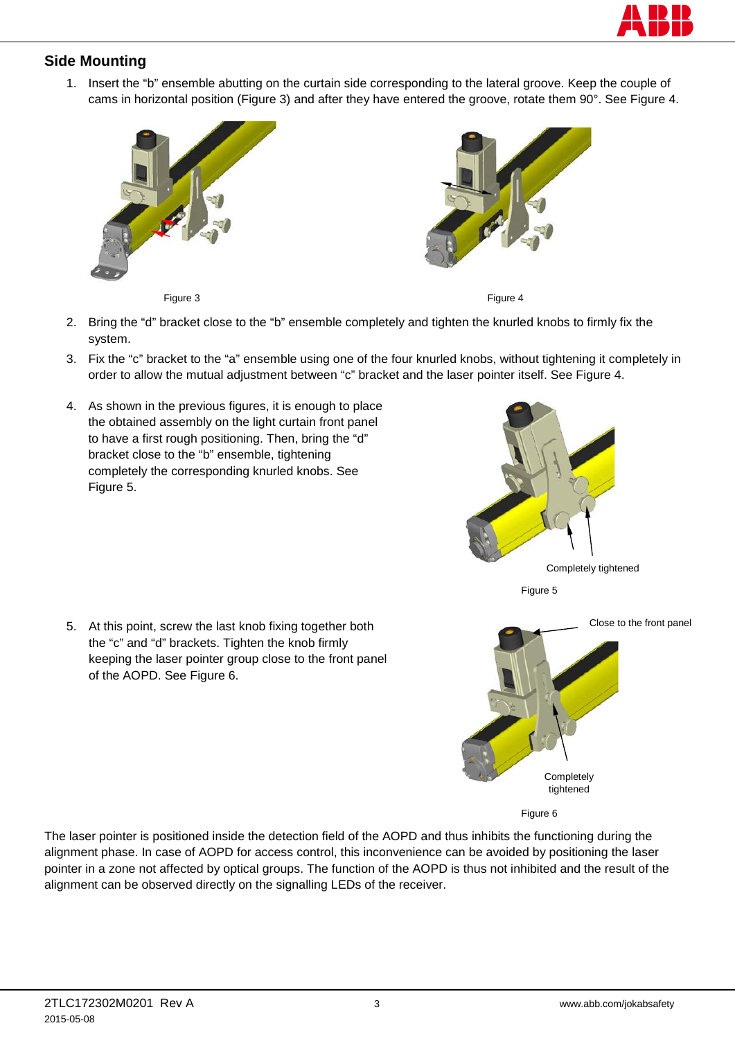## Side Mounting

1. Insert the “b” ensemble abutting on the curtain side corresponding to the lateral groove. Keep the couple of cams in horizontal position (Figure 3) and after they have entered the groove, rotate them 90°. See Figure 4.

Figure 3

Figure 4

2. Bring the “d” bracket close to the “b” ensemble completely and tighten the knurled knobs to firmly fix the system.
3. Fix the “c” bracket to the “a” ensemble using one of the four knurled knobs, without tightening it completely in order to allow the mutual adjustment between “c” bracket and the laser pointer itself. See Figure 4.
4. As shown in the previous figures, it is enough to place the obtained assembly on the light curtain front panel to have a first rough positioning. Then, bring the “d” bracket close to the “b” ensemble, tightening completely the corresponding knurled knobs. See Figure 5.

Completely tightened

Figure 5

5. At this point, screw the last knob fixing together both the “c” and “d” brackets. Tighten the knob firmly keeping the laser pointer group close to the front panel of the AOPD. See Figure 6.

Close to the front panel

Completely tightened

Figure 6

The laser pointer is positioned inside the detection field of the AOPD and thus inhibits the functioning during the alignment phase. In case of AOPD for access control, this inconvenience can be avoided by positioning the laser pointer in a zone not affected by optical groups. The function of the AOPD is thus not inhibited and the result of the alignment can be observed directly on the signalling LEDs of the receiver.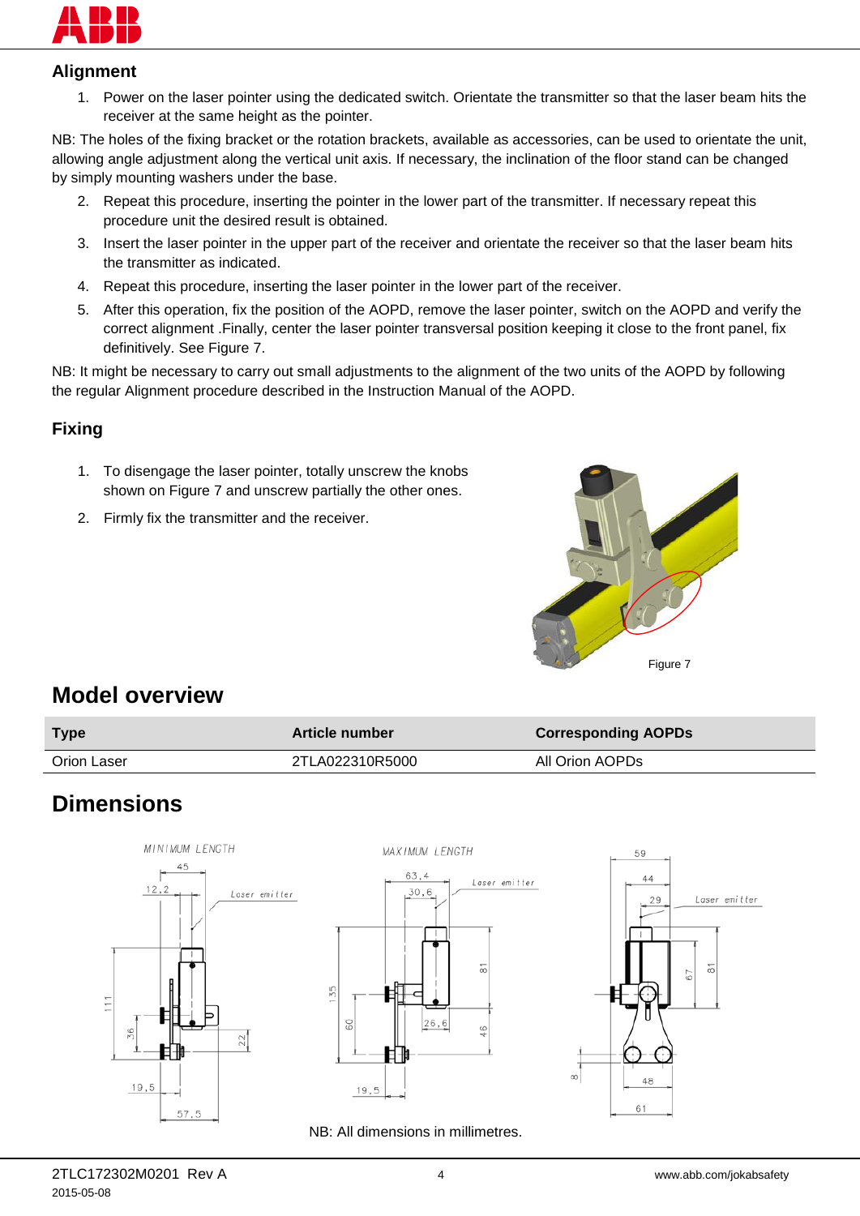## Alignment

1. Power on the laser pointer using the dedicated switch. Orientate the transmitter so that the laser beam hits the receiver at the same height as the pointer.

NB: The holes of the fixing bracket or the rotation brackets, available as accessories, can be used to orientate the unit, allowing angle adjustment along the vertical unit axis. If necessary, the inclination of the floor stand can be changed by simply mounting washers under the base.

2. Repeat this procedure, inserting the pointer in the lower part of the transmitter. If necessary repeat this procedure unit the desired result is obtained.
3. Insert the laser pointer in the upper part of the receiver and orientate the receiver so that the laser beam hits the transmitter as indicated.
4. Repeat this procedure, inserting the laser pointer in the lower part of the receiver.
5. After this operation, fix the position of the AOPD, remove the laser pointer, switch on the AOPD and verify the correct alignment .Finally, center the laser pointer transversal position keeping it close to the front panel, fix definitively. See Figure 7.

NB: It might be necessary to carry out small adjustments to the alignment of the two units of the AOPD by following the regular Alignment procedure described in the Instruction Manual of the AOPD.

## Fixing

1. To disengage the laser pointer, totally unscrew the knobs shown on Figure 7 and unscrew partially the other ones.
2. Firmly fix the transmitter and the receiver.

Figure 7

# Model overview

| Type | Article number | Corresponding AOPDs |
|---|---|---|
| Orion Laser | 2TLA022310R5000 | All Orion AOPDs |

# Dimensions

MINIMUM LENGTH
45
12,2
Laser emitter
111
36
22
19,5
57,5

MAXIMUM LENGTH
63,4
30,6
Laser emitter
135
81
60
26,6
46
19,5

59
44
29
Laser emitter
67
81
8
48
61

NB: All dimensions in millimetres.